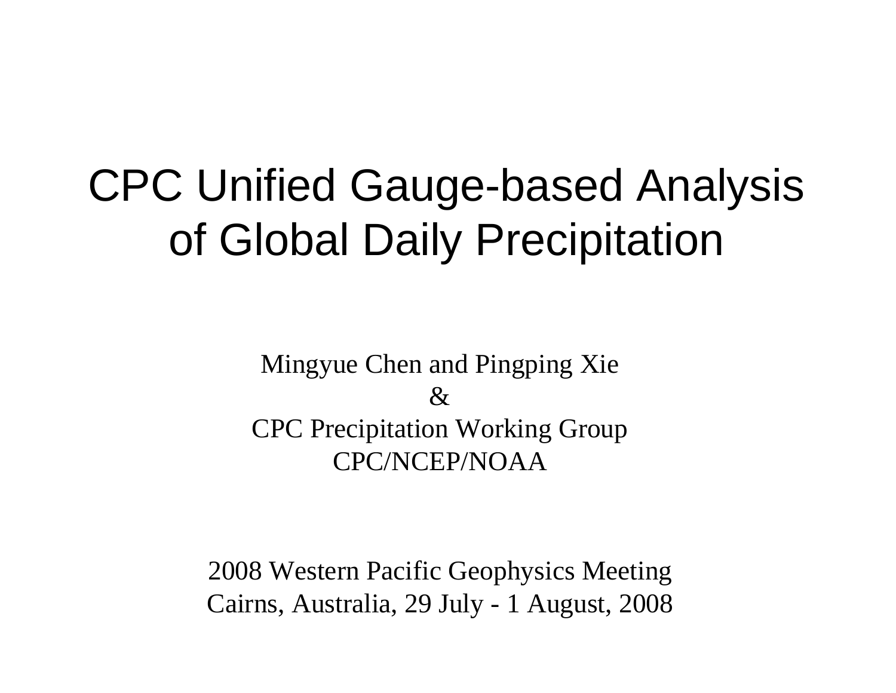# CPC Unified Gauge-based Analysis of Global Daily Precipitation

Mingyue Chen and Pingping Xie
&
CPC Precipitation Working Group
CPC/NCEP/NOAA

2008 Western Pacific Geophysics Meeting
Cairns, Australia, 29 July - 1 August, 2008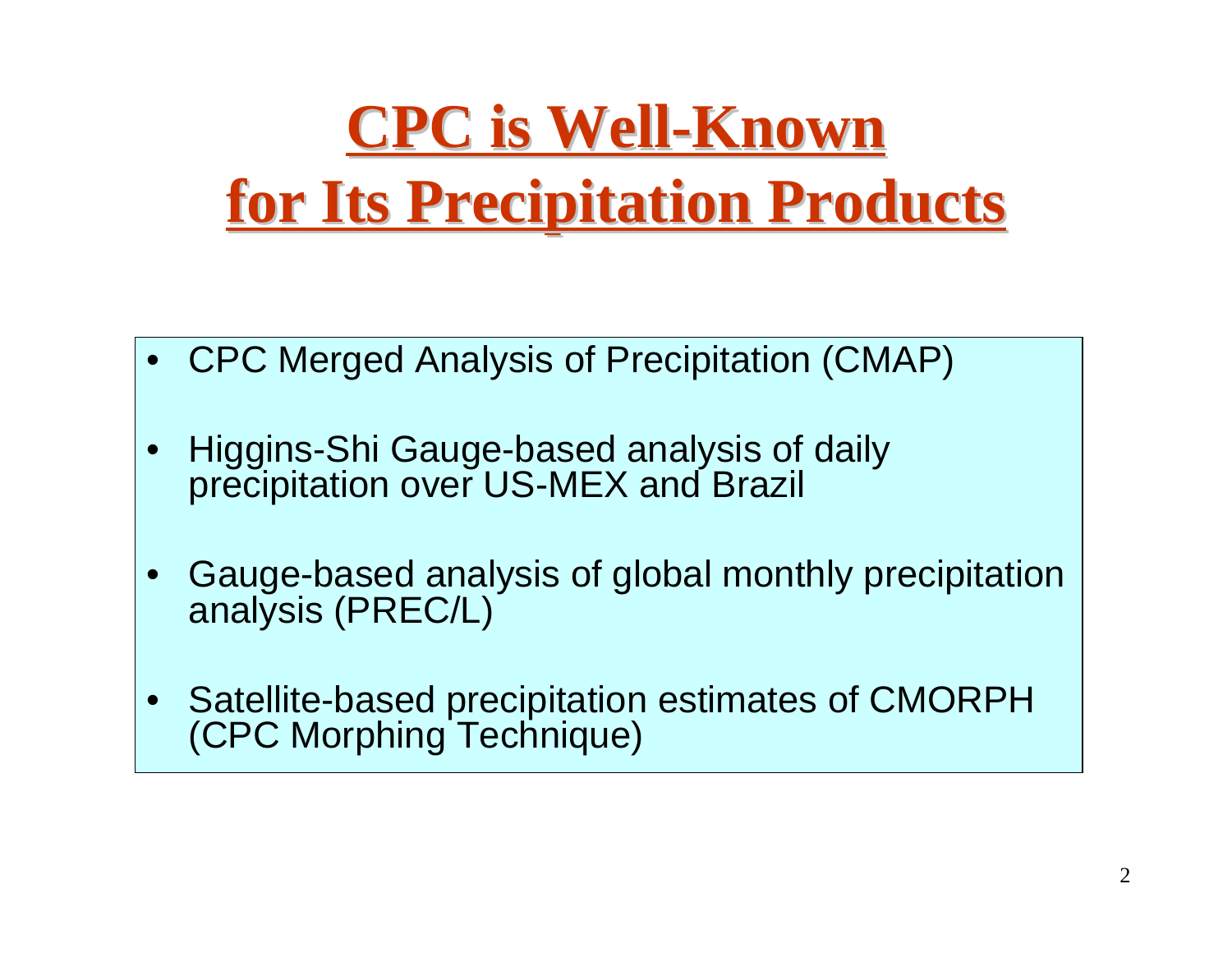# CPC is Well-Known for Its Precipitation Products

- CPC Merged Analysis of Precipitation (CMAP)
- Higgins-Shi Gauge-based analysis of daily precipitation over US-MEX and Brazil
- Gauge-based analysis of global monthly precipitation analysis (PREC/L)
- Satellite-based precipitation estimates of CMORPH (CPC Morphing Technique)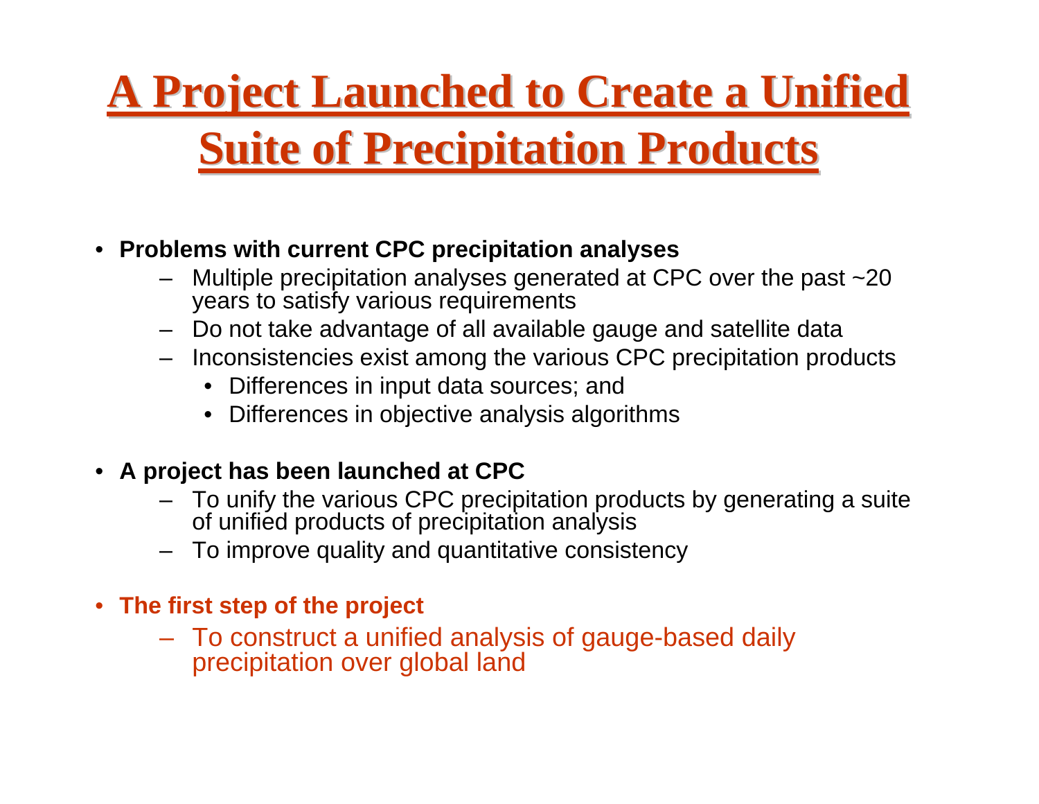# A Project Launched to Create a Unified Suite of Precipitation Products

- **Problems with current CPC precipitation analyses**
  - Multiple precipitation analyses generated at CPC over the past ~20 years to satisfy various requirements
  - Do not take advantage of all available gauge and satellite data
  - Inconsistencies exist among the various CPC precipitation products
    - Differences in input data sources; and
    - Differences in objective analysis algorithms

- **A project has been launched at CPC**
  - To unify the various CPC precipitation products by generating a suite of unified products of precipitation analysis
  - To improve quality and quantitative consistency

- **The first step of the project**
  - To construct a unified analysis of gauge-based daily precipitation over global land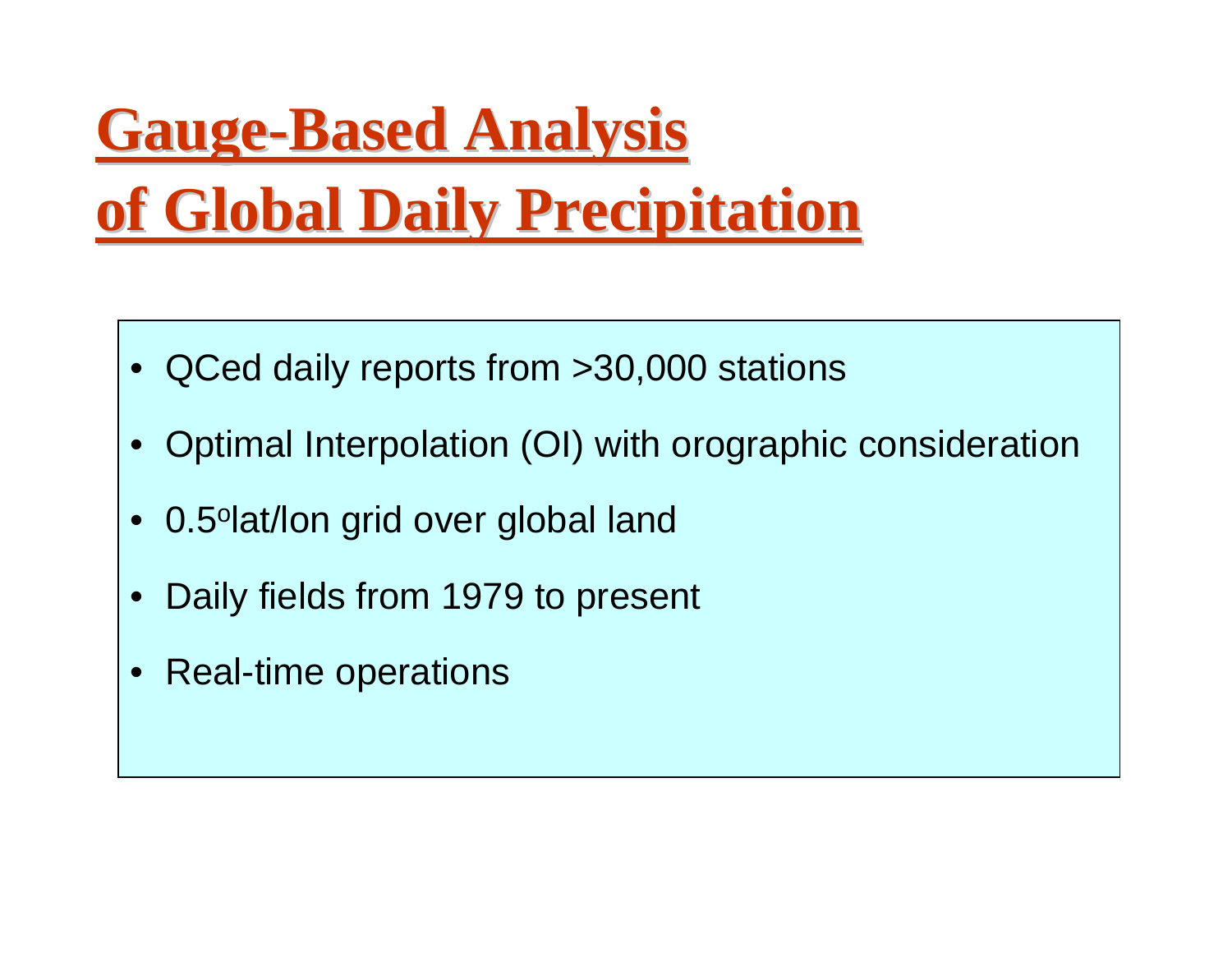# Gauge-Based Analysis of Global Daily Precipitation

- QCed daily reports from >30,000 stations
- Optimal Interpolation (OI) with orographic consideration
- $0.5^o$ lat/lon grid over global land
- Daily fields from 1979 to present
- Real-time operations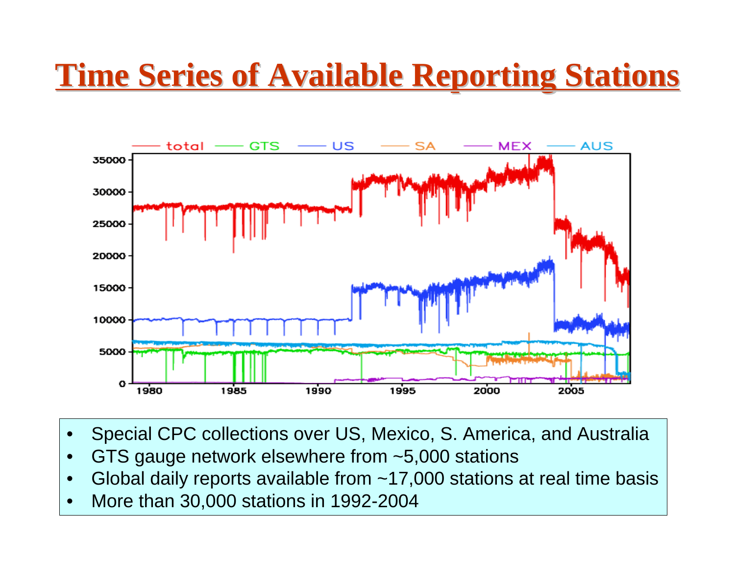# Time Series of Available Reporting Stations

- Special CPC collections over US, Mexico, S. America, and Australia
- GTS gauge network elsewhere from ~5,000 stations
- Global daily reports available from ~17,000 stations at real time basis
- More than 30,000 stations in 1992-2004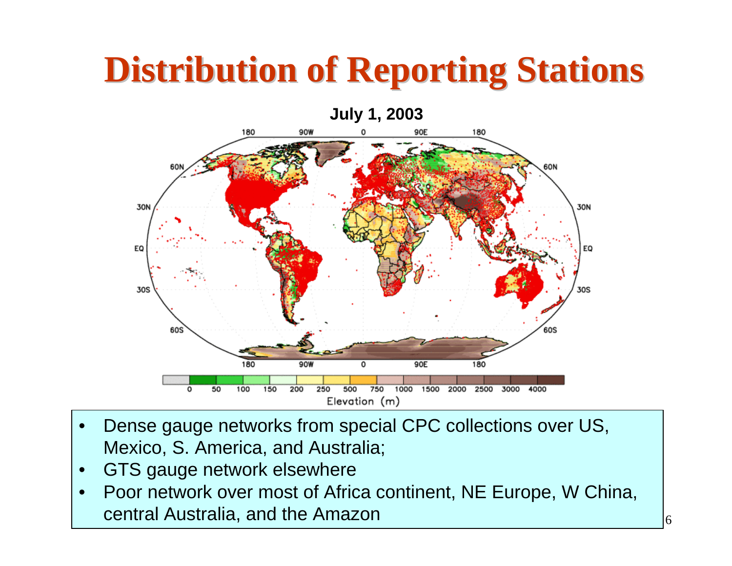# Distribution of Reporting Stations

- Dense gauge networks from special CPC collections over US, Mexico, S. America, and Australia;
- GTS gauge network elsewhere
- Poor network over most of Africa continent, NE Europe, W China, central Australia, and the Amazon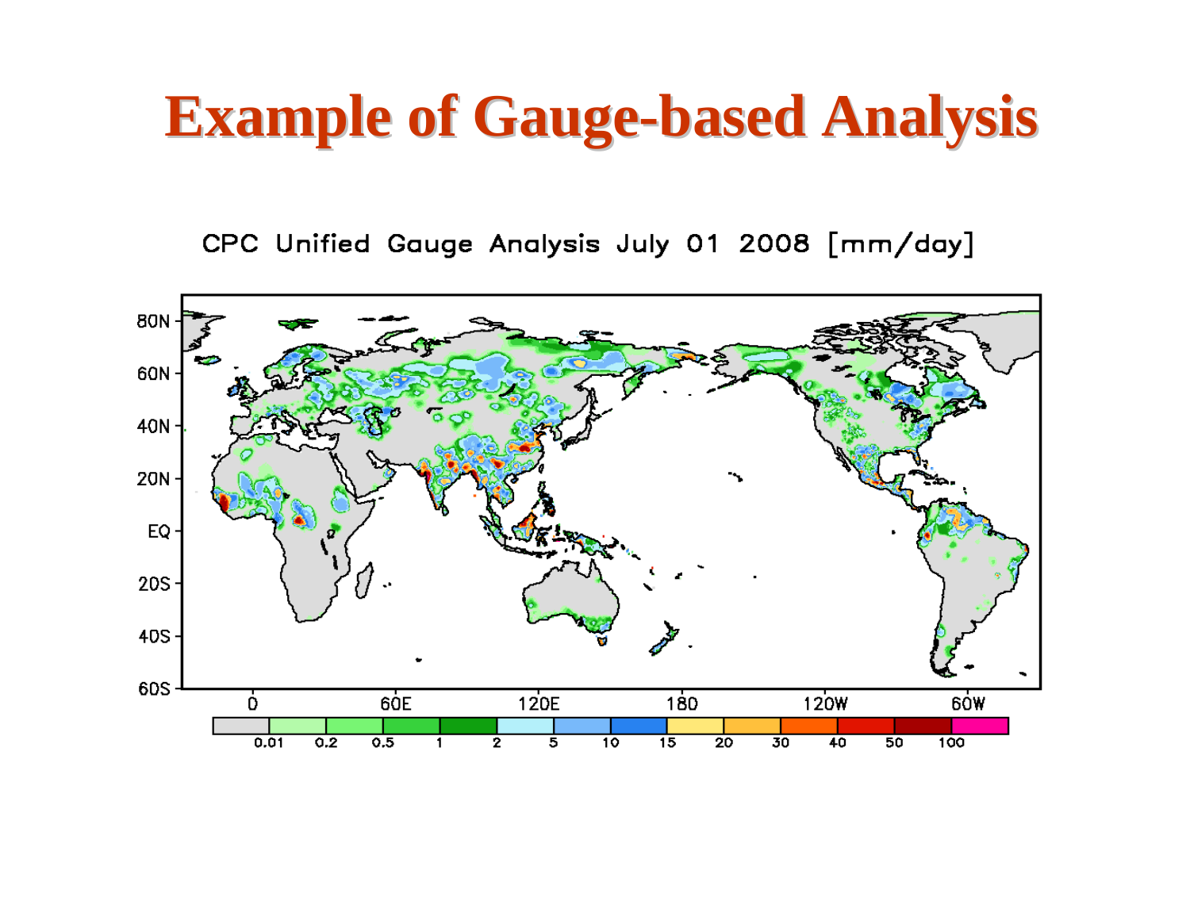# Example of Gauge-based Analysis

CPC Unified Gauge Analysis July 01 2008 [mm/day]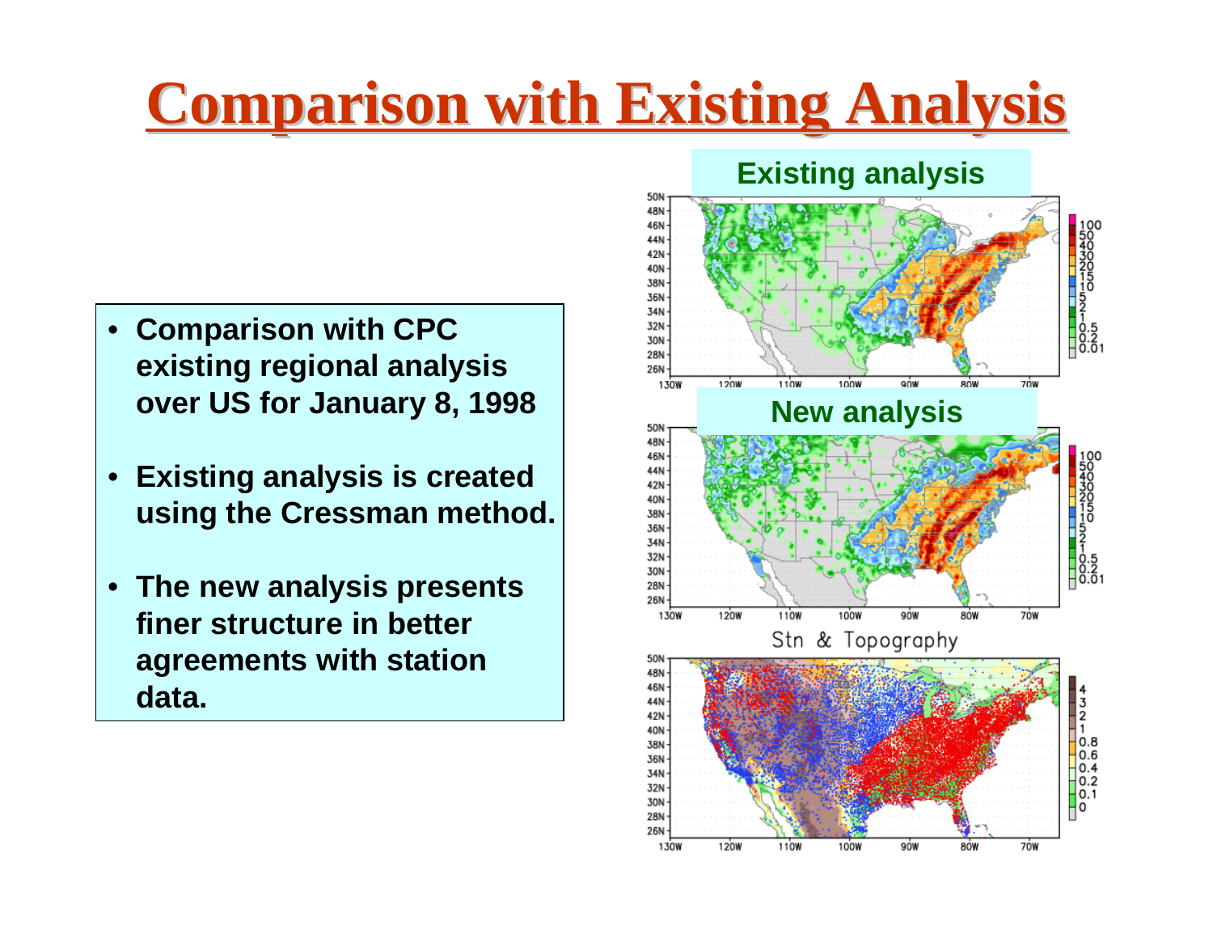# Comparison with Existing Analysis

- **Comparison with CPC existing regional analysis over US for January 8, 1998**
- **Existing analysis is created using the Cressman method.**
- **The new analysis presents finer structure in better agreements with station data.**

**Existing analysis**

**New analysis**

Stn & Topography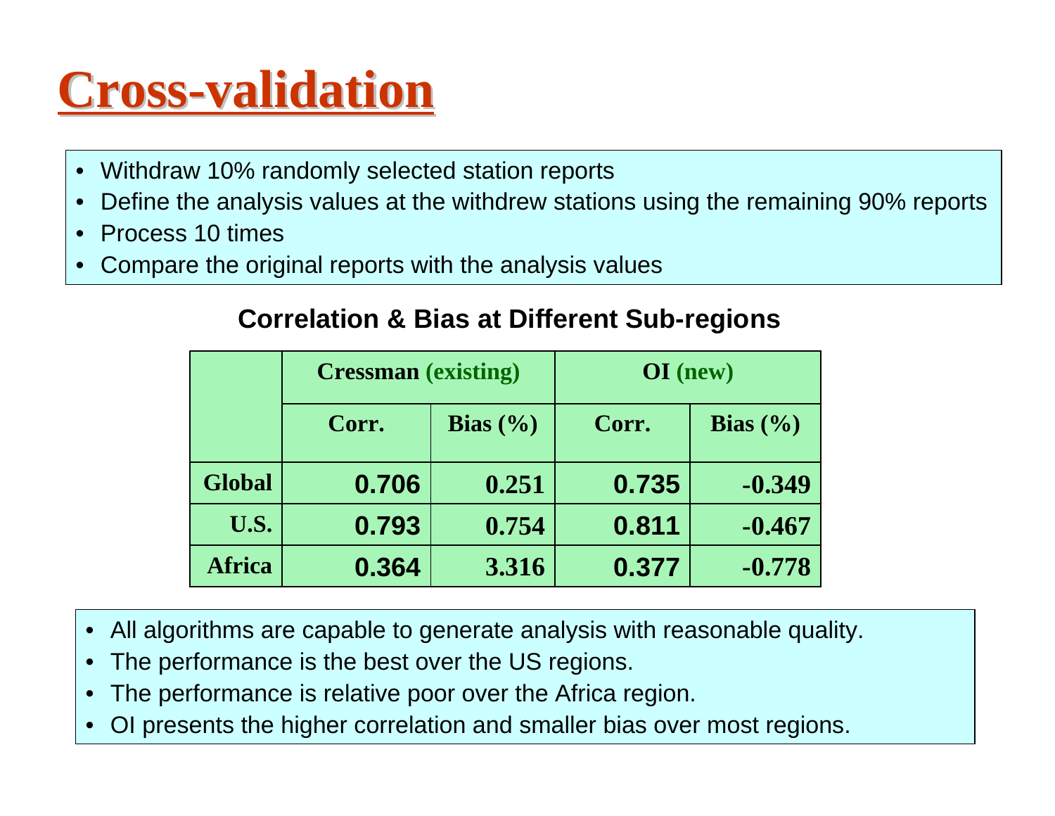# Cross-validation

- Withdraw 10% randomly selected station reports
- Define the analysis values at the withdrew stations using the remaining 90% reports
- Process 10 times
- Compare the original reports with the analysis values

**Correlation & Bias at Different Sub-regions**

| | Cressman (existing) | | OI (new) | |
|---|---|---|---|---|
| | Corr. | Bias (%) | Corr. | Bias (%) |
| Global | 0.706 | 0.251 | 0.735 | -0.349 |
| U.S. | 0.793 | 0.754 | 0.811 | -0.467 |
| Africa | 0.364 | 3.316 | 0.377 | -0.778 |

- All algorithms are capable to generate analysis with reasonable quality.
- The performance is the best over the US regions.
- The performance is relative poor over the Africa region.
- OI presents the higher correlation and smaller bias over most regions.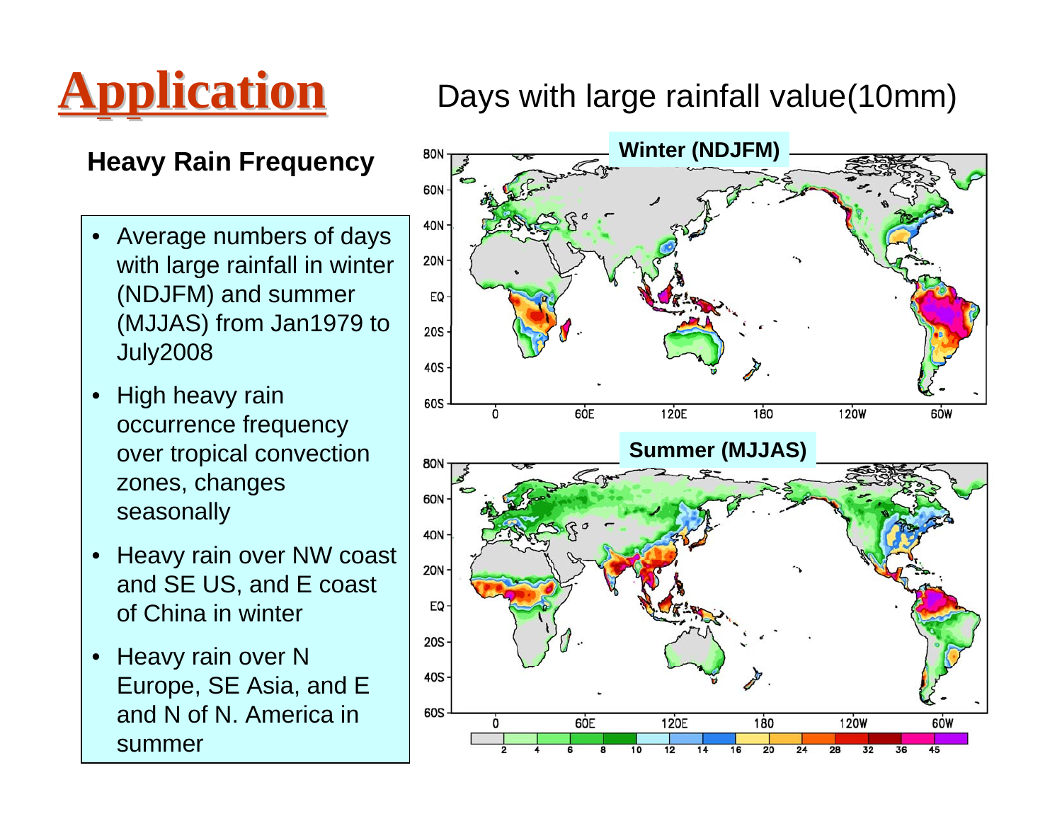# Application

## Days with large rainfall value(10mm)

### Heavy Rain Frequency

- Average numbers of days with large rainfall in winter (NDJFM) and summer (MJJAS) from Jan1979 to July2008
- High heavy rain occurrence frequency over tropical convection zones, changes seasonally
- Heavy rain over NW coast and SE US, and E coast of China in winter
- Heavy rain over N Europe, SE Asia, and E and N of N. America in summer

Winter (NDJFM)

Summer (MJJAS)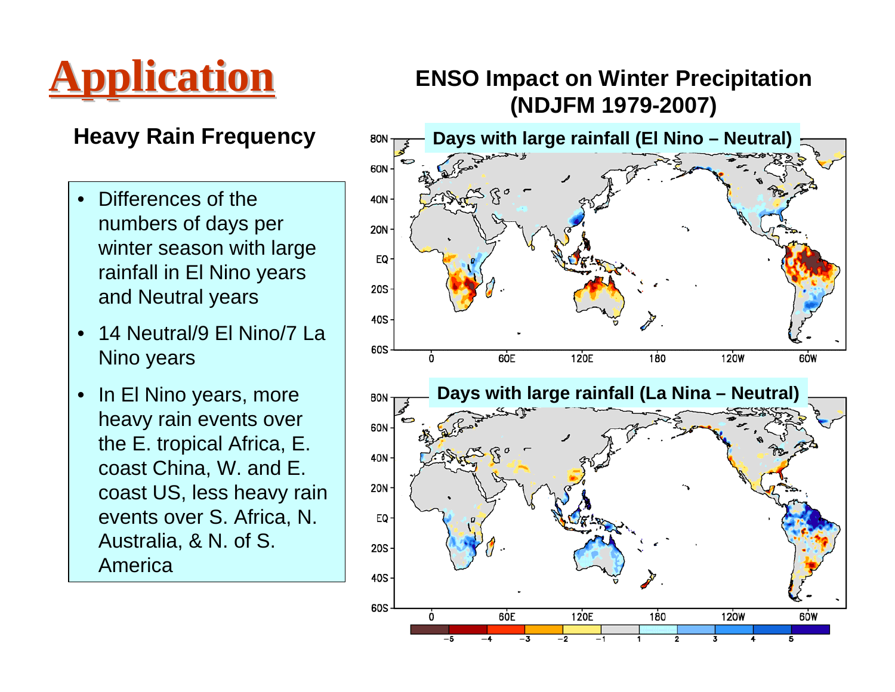# Application

## Heavy Rain Frequency

- Differences of the numbers of days per winter season with large rainfall in El Nino years and Neutral years
- 14 Neutral/9 El Nino/7 La Nino years
- In El Nino years, more heavy rain events over the E. tropical Africa, E. coast China, W. and E. coast US, less heavy rain events over S. Africa, N. Australia, & N. of S. America

## ENSO Impact on Winter Precipitation (NDJFM 1979-2007)

Days with large rainfall (El Nino – Neutral)

Days with large rainfall (La Nina – Neutral)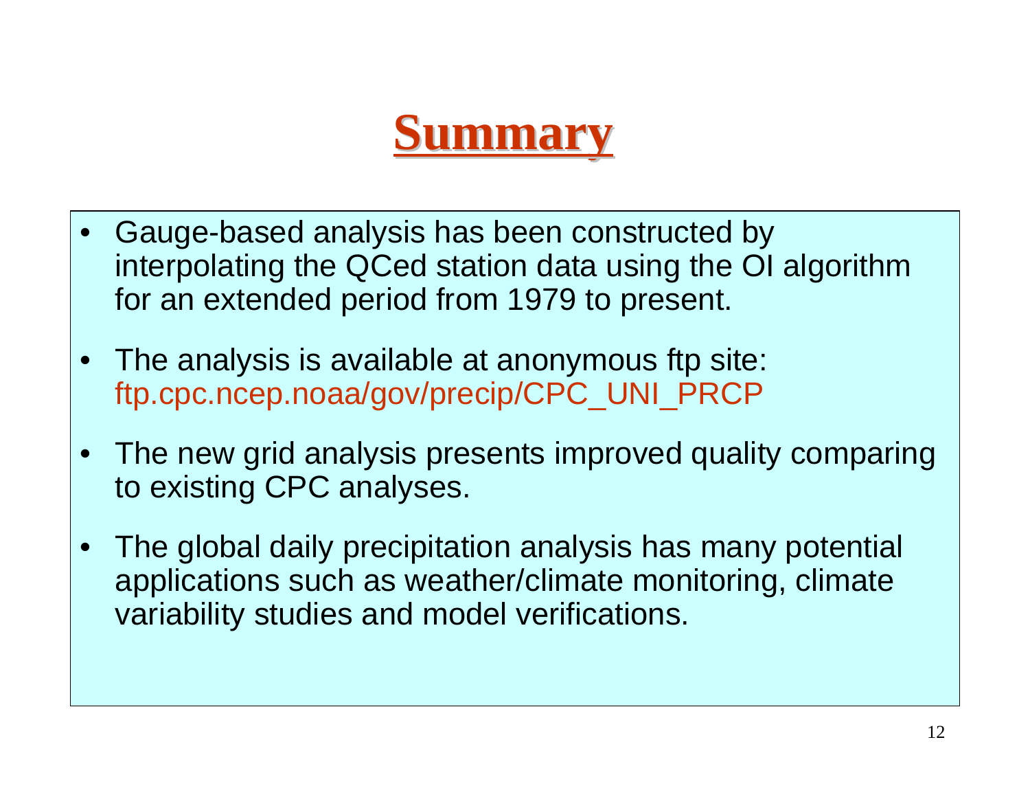# Summary

- Gauge-based analysis has been constructed by interpolating the QCed station data using the OI algorithm for an extended period from 1979 to present.
- The analysis is available at anonymous ftp site: ftp.cpc.ncep.noaa/gov/precip/CPC_UNI_PRCP
- The new grid analysis presents improved quality comparing to existing CPC analyses.
- The global daily precipitation analysis has many potential applications such as weather/climate monitoring, climate variability studies and model verifications.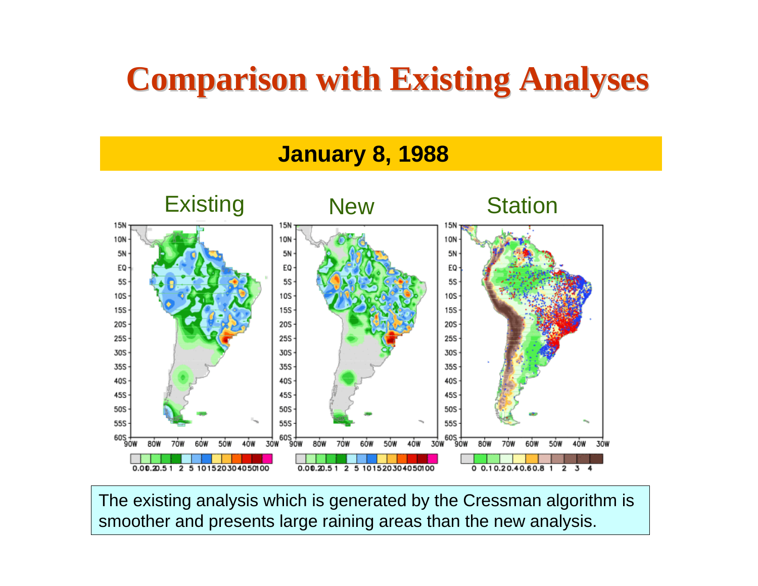# Comparison with Existing Analyses

**January 8, 1988**

Existing | New | Station

The existing analysis which is generated by the Cressman algorithm is smoother and presents large raining areas than the new analysis.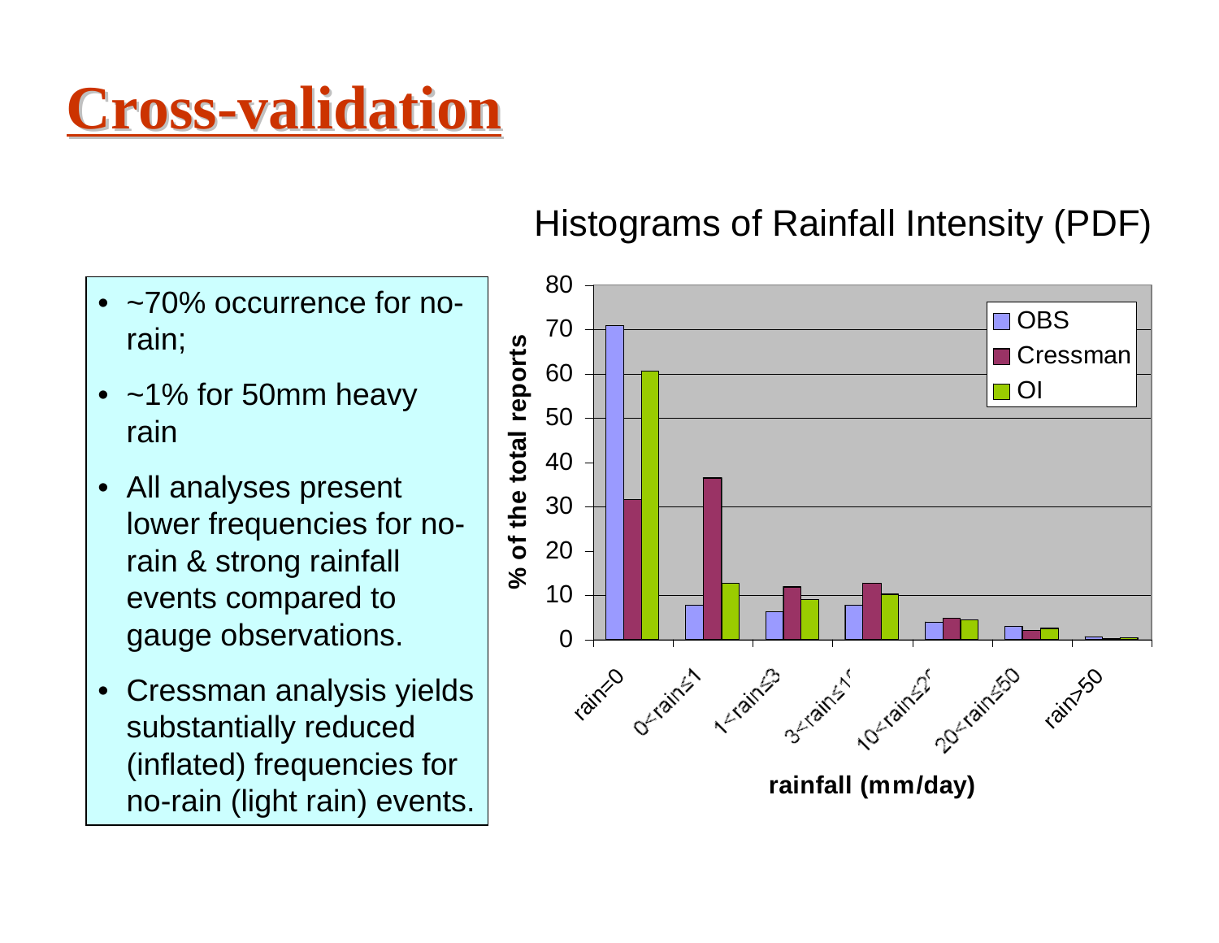# Cross-validation

- ~70% occurrence for no-rain;
- ~1% for 50mm heavy rain
- All analyses present lower frequencies for no-rain & strong rainfall events compared to gauge observations.
- Cressman analysis yields substantially reduced (inflated) frequencies for no-rain (light rain) events.

Histograms of Rainfall Intensity (PDF)

% of the total reports

80
70
60
50
40
30
20
10
0

OBS
Cressman
OI

rain=0
0<rain≤1
1<rain≤3
3<rain≤10
10<rain≤20
20<rain≤50
rain>50

rainfall (mm/day)